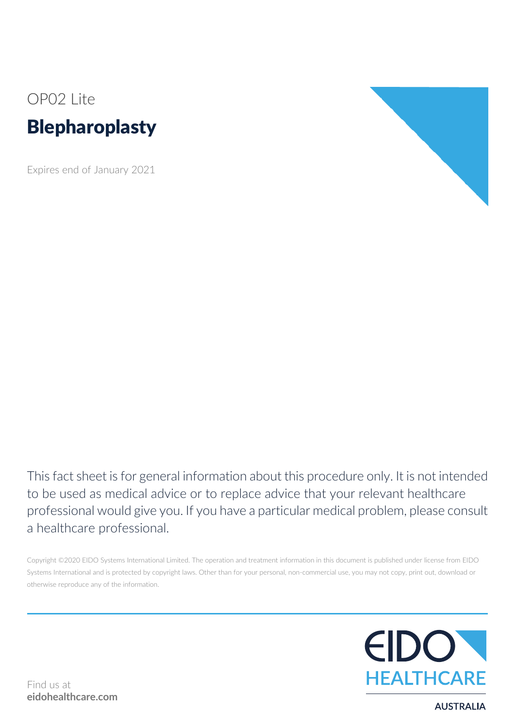OP02 Lite

# Blepharoplasty

Expires end of January 2021

This fact sheet is for general information about this procedure only. It is not intended to be used as medical advice or to replace advice that your relevant healthcare professional would give you. If you have a particular medical problem, please consult a healthcare professional.

Copyright ©2020 EIDO Systems International Limited. The operation and treatment information in this document is published under license from EIDO Systems International and is protected by copyright laws. Other than for your personal, non-commercial use, you may not copy, print out, download or otherwise reproduce any of the information.

Find us at
**eidohealthcare.com**

EIDO HEALTHCARE

AUSTRALIA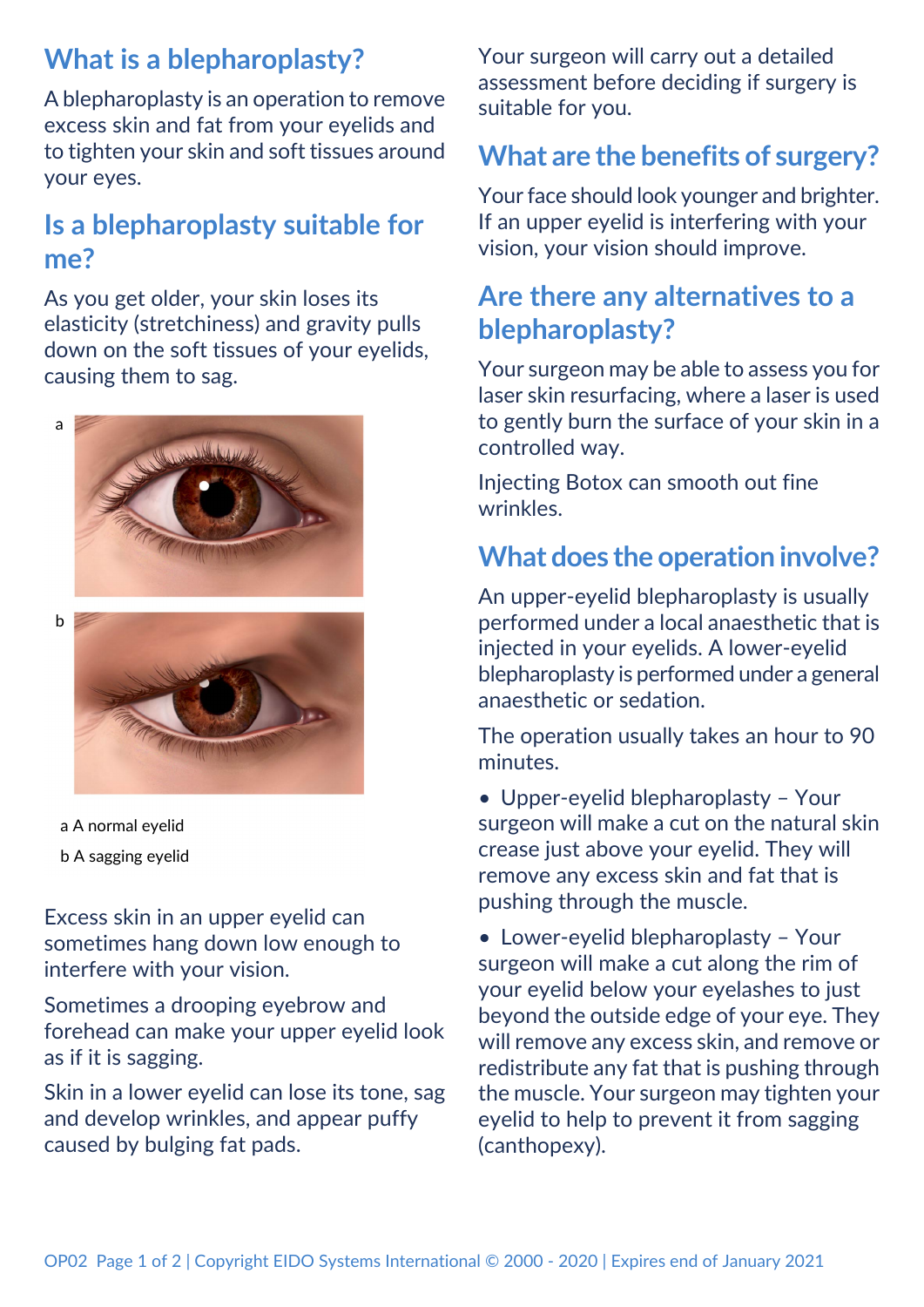## What is a blepharoplasty?

A blepharoplasty is an operation to remove excess skin and fat from your eyelids and to tighten your skin and soft tissues around your eyes.

## Is a blepharoplasty suitable for me?

As you get older, your skin loses its elasticity (stretchiness) and gravity pulls down on the soft tissues of your eyelids, causing them to sag.

a A normal eyelid

b A sagging eyelid

Excess skin in an upper eyelid can sometimes hang down low enough to interfere with your vision.

Sometimes a drooping eyebrow and forehead can make your upper eyelid look as if it is sagging.

Skin in a lower eyelid can lose its tone, sag and develop wrinkles, and appear puffy caused by bulging fat pads.

Your surgeon will carry out a detailed assessment before deciding if surgery is suitable for you.

## What are the benefits of surgery?

Your face should look younger and brighter. If an upper eyelid is interfering with your vision, your vision should improve.

## Are there any alternatives to a blepharoplasty?

Your surgeon may be able to assess you for laser skin resurfacing, where a laser is used to gently burn the surface of your skin in a controlled way.

Injecting Botox can smooth out fine wrinkles.

## What does the operation involve?

An upper-eyelid blepharoplasty is usually performed under a local anaesthetic that is injected in your eyelids. A lower-eyelid blepharoplasty is performed under a general anaesthetic or sedation.

The operation usually takes an hour to 90 minutes.

- Upper-eyelid blepharoplasty – Your surgeon will make a cut on the natural skin crease just above your eyelid. They will remove any excess skin and fat that is pushing through the muscle.
- Lower-eyelid blepharoplasty – Your surgeon will make a cut along the rim of your eyelid below your eyelashes to just beyond the outside edge of your eye. They will remove any excess skin, and remove or redistribute any fat that is pushing through the muscle. Your surgeon may tighten your eyelid to help to prevent it from sagging (canthopexy).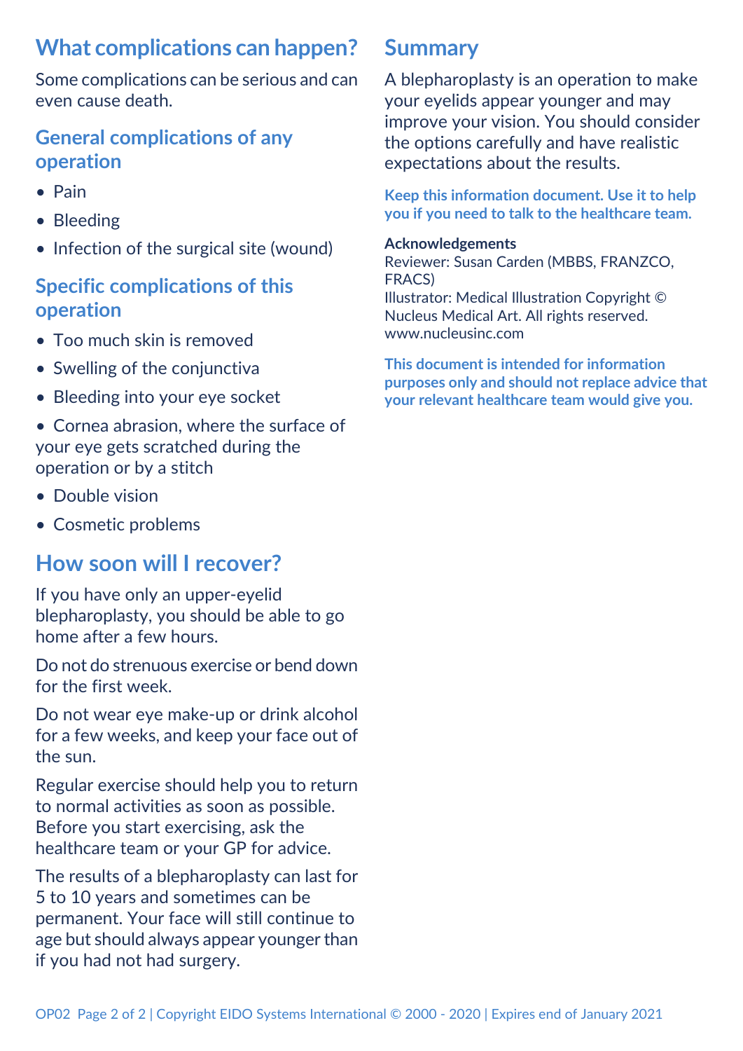## What complications can happen?

Some complications can be serious and can even cause death.

### General complications of any operation

- Pain
- Bleeding
- Infection of the surgical site (wound)

### Specific complications of this operation

- Too much skin is removed
- Swelling of the conjunctiva
- Bleeding into your eye socket
- Cornea abrasion, where the surface of your eye gets scratched during the operation or by a stitch
- Double vision
- Cosmetic problems

## How soon will I recover?

If you have only an upper-eyelid blepharoplasty, you should be able to go home after a few hours.

Do not do strenuous exercise or bend down for the first week.

Do not wear eye make-up or drink alcohol for a few weeks, and keep your face out of the sun.

Regular exercise should help you to return to normal activities as soon as possible. Before you start exercising, ask the healthcare team or your GP for advice.

The results of a blepharoplasty can last for 5 to 10 years and sometimes can be permanent. Your face will still continue to age but should always appear younger than if you had not had surgery.

## Summary

A blepharoplasty is an operation to make your eyelids appear younger and may improve your vision. You should consider the options carefully and have realistic expectations about the results.

**Keep this information document. Use it to help you if you need to talk to the healthcare team.**

**Acknowledgements**
Reviewer: Susan Carden (MBBS, FRANZCO, FRACS)
Illustrator: Medical Illustration Copyright © Nucleus Medical Art. All rights reserved. www.nucleusinc.com

**This document is intended for information purposes only and should not replace advice that your relevant healthcare team would give you.**

OP02 | Copyright EIDO Systems International © 2000 - 2020 | Expires end of January 2021